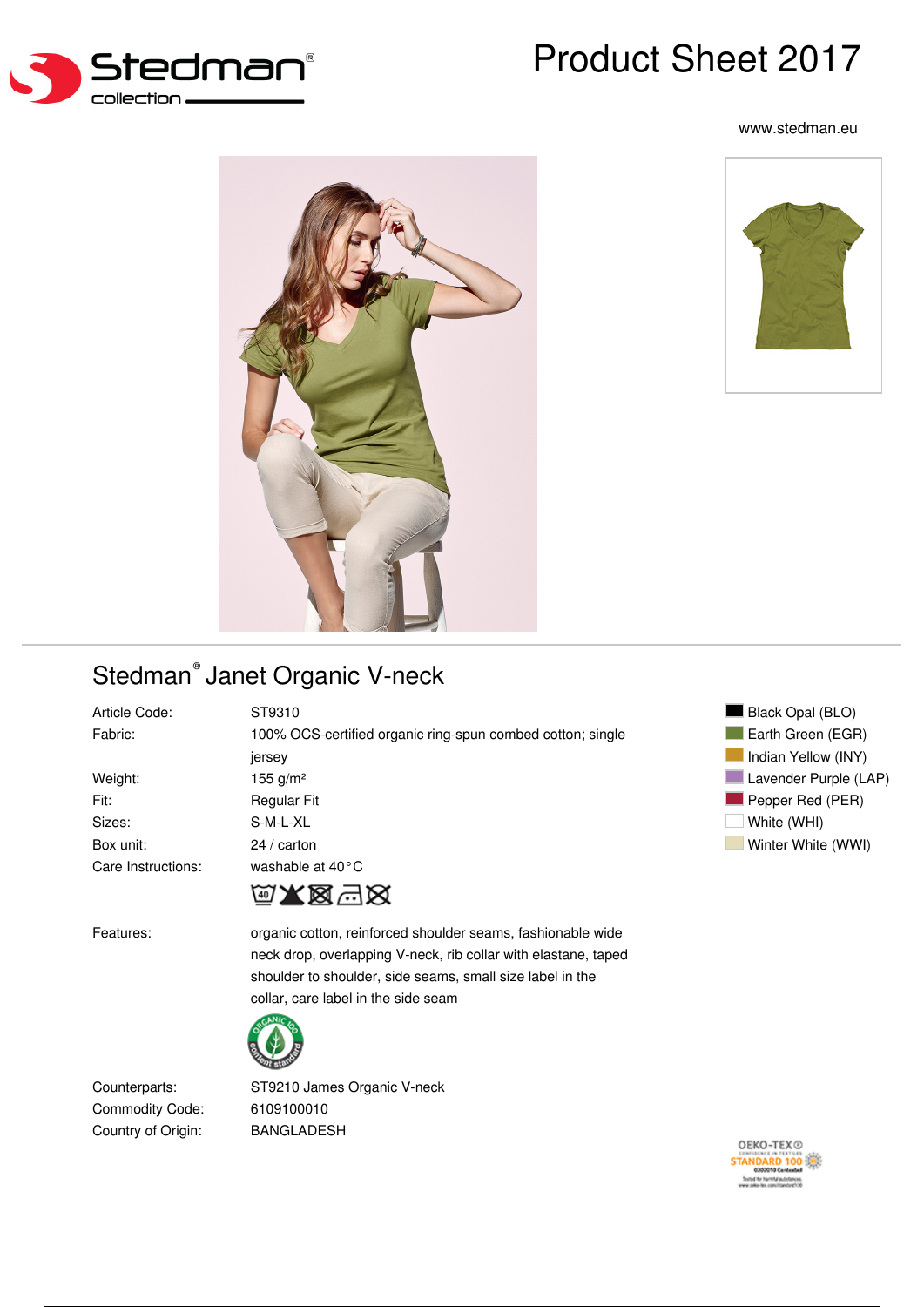# Product Sheet 2017

www.stedman.eu

## Stedman® Janet Organic V-neck

| | |
|---|---|
| Article Code: | ST9310 |
| Fabric: | 100% OCS-certified organic ring-spun combed cotton; single jersey |
| Weight: | 155 g/m² |
| Fit: | Regular Fit |
| Sizes: | S-M-L-XL |
| Box unit: | 24 / carton |
| Care Instructions: | washable at 40°C |
| Features: | organic cotton, reinforced shoulder seams, fashionable wide neck drop, overlapping V-neck, rib collar with elastane, taped shoulder to shoulder, side seams, small size label in the collar, care label in the side seam |
| Counterparts: | ST9210 James Organic V-neck |
| Commodity Code: | 6109100010 |
| Country of Origin: | BANGLADESH |

- Black Opal (BLO)
- Earth Green (EGR)
- Indian Yellow (INY)
- Lavender Purple (LAP)
- Pepper Red (PER)
- White (WHI)
- Winter White (WWI)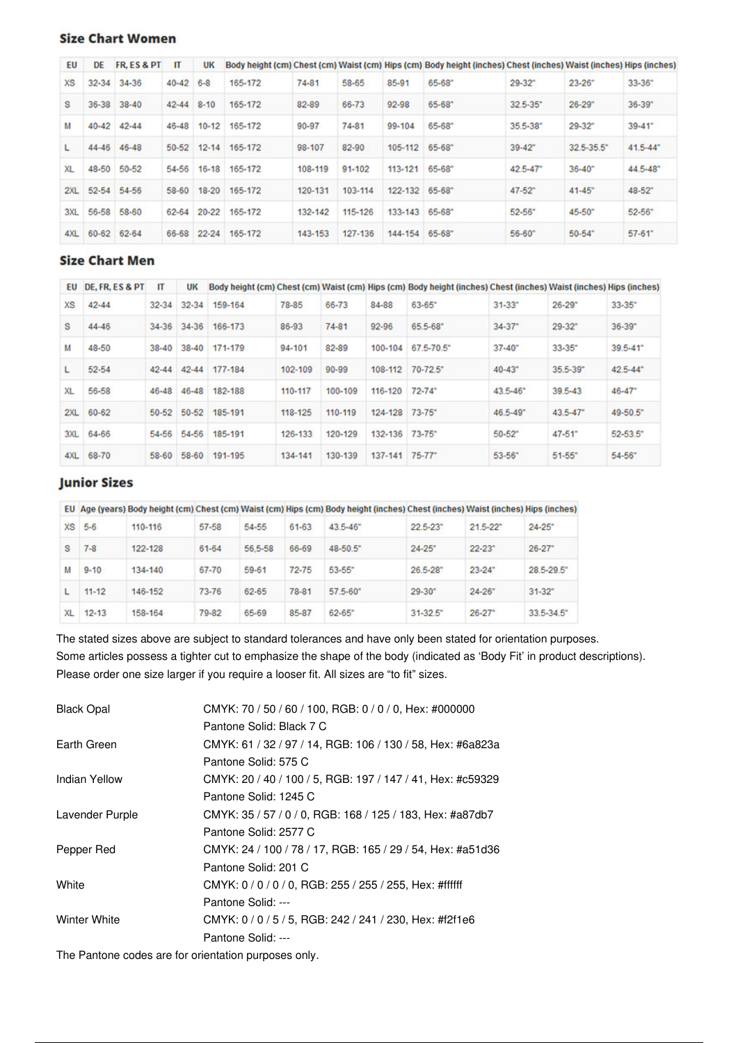## Size Chart Women

| EU | DE | FR, ES & PT | IT | UK | Body height (cm) | Chest (cm) | Waist (cm) | Hips (cm) | Body height (inches) | Chest (inches) | Waist (inches) | Hips (inches) |
|---|---|---|---|---|---|---|---|---|---|---|---|---|
| XS | 32-34 | 34-36 | 40-42 | 6-8 | 165-172 | 74-81 | 58-65 | 85-91 | 65-68" | 29-32" | 23-26" | 33-36" |
| S | 36-38 | 38-40 | 42-44 | 8-10 | 165-172 | 82-89 | 66-73 | 92-98 | 65-68" | 32.5-35" | 26-29" | 36-39" |
| M | 40-42 | 42-44 | 46-48 | 10-12 | 165-172 | 90-97 | 74-81 | 99-104 | 65-68" | 35.5-38" | 29-32" | 39-41" |
| L | 44-46 | 46-48 | 50-52 | 12-14 | 165-172 | 98-107 | 82-90 | 105-112 | 65-68" | 39-42" | 32.5-35.5" | 41.5-44" |
| XL | 48-50 | 50-52 | 54-56 | 16-18 | 165-172 | 108-119 | 91-102 | 113-121 | 65-68" | 42.5-47" | 36-40" | 44.5-48" |
| 2XL | 52-54 | 54-56 | 58-60 | 18-20 | 165-172 | 120-131 | 103-114 | 122-132 | 65-68" | 47-52" | 41-45" | 48-52" |
| 3XL | 56-58 | 58-60 | 62-64 | 20-22 | 165-172 | 132-142 | 115-126 | 133-143 | 65-68" | 52-56" | 45-50" | 52-56" |
| 4XL | 60-62 | 62-64 | 66-68 | 22-24 | 165-172 | 143-153 | 127-136 | 144-154 | 65-68" | 56-60" | 50-54" | 57-61" |

## Size Chart Men

| EU | DE, FR, ES & PT | IT | UK | Body height (cm) | Chest (cm) | Waist (cm) | Hips (cm) | Body height (inches) | Chest (inches) | Waist (inches) | Hips (inches) |
|---|---|---|---|---|---|---|---|---|---|---|---|
| XS | 42-44 | 32-34 | 32-34 | 159-164 | 78-85 | 66-73 | 84-88 | 63-65" | 31-33" | 26-29" | 33-35" |
| S | 44-46 | 34-36 | 34-36 | 166-173 | 86-93 | 74-81 | 92-96 | 65.5-68" | 34-37" | 29-32" | 36-39" |
| M | 48-50 | 38-40 | 38-40 | 171-179 | 94-101 | 82-89 | 100-104 | 67.5-70.5" | 37-40" | 33-35" | 39.5-41" |
| L | 52-54 | 42-44 | 42-44 | 177-184 | 102-109 | 90-99 | 108-112 | 70-72.5" | 40-43" | 35.5-39" | 42.5-44" |
| XL | 56-58 | 46-48 | 46-48 | 182-188 | 110-117 | 100-109 | 116-120 | 72-74" | 43.5-46" | 39.5-43 | 46-47" |
| 2XL | 60-62 | 50-52 | 50-52 | 185-191 | 118-125 | 110-119 | 124-128 | 73-75" | 46.5-49" | 43.5-47" | 49-50.5" |
| 3XL | 64-66 | 54-56 | 54-56 | 185-191 | 126-133 | 120-129 | 132-136 | 73-75" | 50-52" | 47-51" | 52-53.5" |
| 4XL | 68-70 | 58-60 | 58-60 | 191-195 | 134-141 | 130-139 | 137-141 | 75-77" | 53-56" | 51-55" | 54-56" |

## Junior Sizes

| EU | Age (years) | Body height (cm) | Chest (cm) | Waist (cm) | Hips (cm) | Body height (inches) | Chest (inches) | Waist (inches) | Hips (inches) |
|---|---|---|---|---|---|---|---|---|---|
| XS | 5-6 | 110-116 | 57-58 | 54-55 | 61-63 | 43.5-46" | 22.5-23" | 21.5-22" | 24-25" |
| S | 7-8 | 122-128 | 61-64 | 56,5-58 | 66-69 | 48-50.5" | 24-25" | 22-23" | 26-27" |
| M | 9-10 | 134-140 | 67-70 | 59-61 | 72-75 | 53-55" | 26.5-28" | 23-24" | 28.5-29.5" |
| L | 11-12 | 146-152 | 73-76 | 62-65 | 78-81 | 57.5-60" | 29-30" | 24-26" | 31-32" |
| XL | 12-13 | 158-164 | 79-82 | 65-69 | 85-87 | 62-65" | 31-32.5" | 26-27" | 33.5-34.5" |

The stated sizes above are subject to standard tolerances and have only been stated for orientation purposes.
Some articles possess a tighter cut to emphasize the shape of the body (indicated as 'Body Fit' in product descriptions).
Please order one size larger if you require a looser fit. All sizes are "to fit" sizes.

| | |
|---|---|
| Black Opal | CMYK: 70 / 50 / 60 / 100, RGB: 0 / 0 / 0, Hex: #000000<br>Pantone Solid: Black 7 C |
| Earth Green | CMYK: 61 / 32 / 97 / 14, RGB: 106 / 130 / 58, Hex: #6a823a<br>Pantone Solid: 575 C |
| Indian Yellow | CMYK: 20 / 40 / 100 / 5, RGB: 197 / 147 / 41, Hex: #c59329<br>Pantone Solid: 1245 C |
| Lavender Purple | CMYK: 35 / 57 / 0 / 0, RGB: 168 / 125 / 183, Hex: #a87db7<br>Pantone Solid: 2577 C |
| Pepper Red | CMYK: 24 / 100 / 78 / 17, RGB: 165 / 29 / 54, Hex: #a51d36<br>Pantone Solid: 201 C |
| White | CMYK: 0 / 0 / 0 / 0, RGB: 255 / 255 / 255, Hex: #ffffff<br>Pantone Solid: --- |
| Winter White | CMYK: 0 / 0 / 5 / 5, RGB: 242 / 241 / 230, Hex: #f2f1e6<br>Pantone Solid: --- |

The Pantone codes are for orientation purposes only.